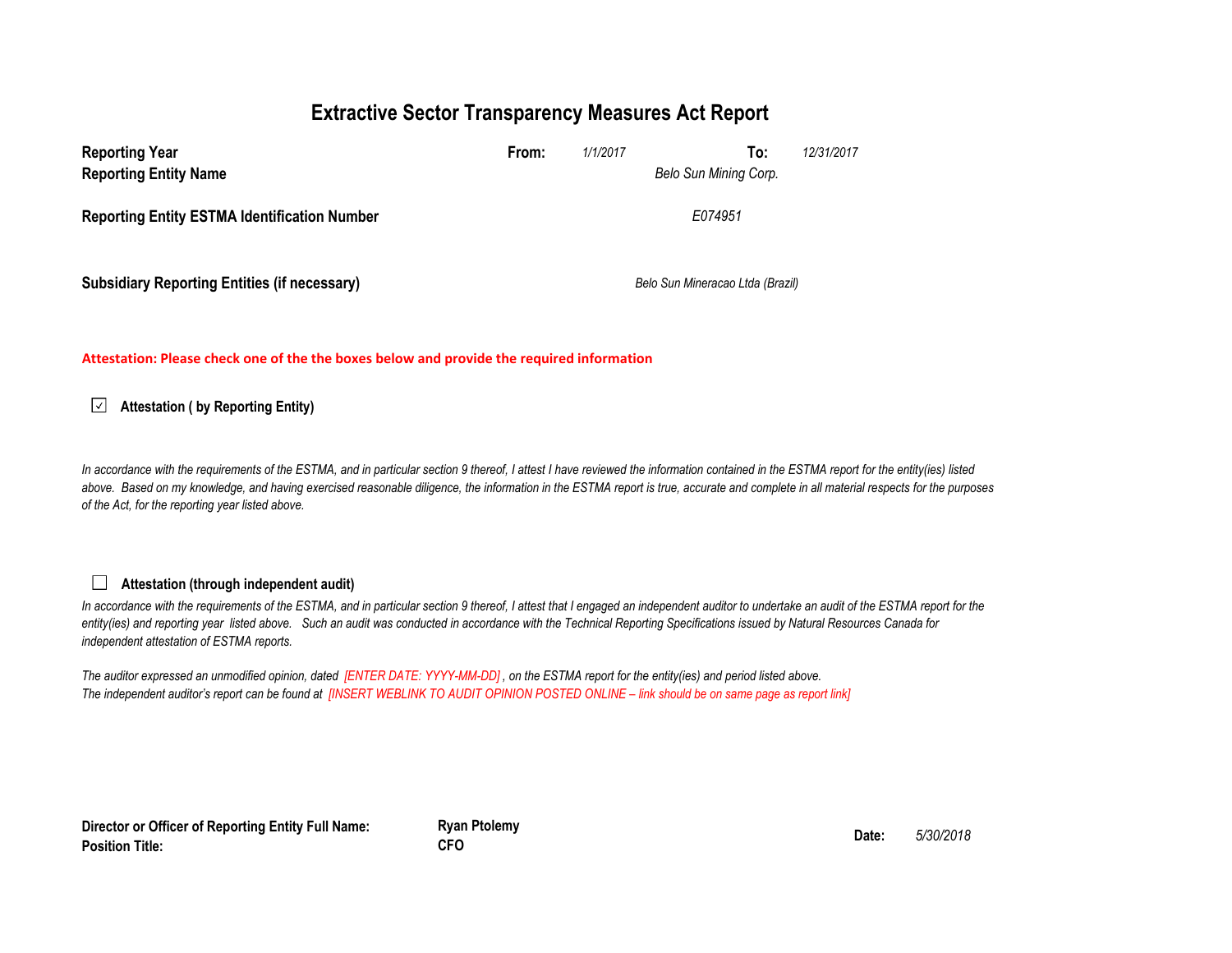# Extractive Sector Transparency Measures Act Report

**Reporting Year** **From:** *1/1/2017* **To:** *12/31/2017*

**Reporting Entity Name** *Belo Sun Mining Corp.*

**Reporting Entity ESTMA Identification Number** *E074951*

**Subsidiary Reporting Entities (if necessary)** *Belo Sun Mineracao Ltda (Brazil)*

**Attestation: Please check one of the the boxes below and provide the required information**

☑ **Attestation ( by Reporting Entity)**

*In accordance with the requirements of the ESTMA, and in particular section 9 thereof, I attest I have reviewed the information contained in the ESTMA report for the entity(ies) listed above. Based on my knowledge, and having exercised reasonable diligence, the information in the ESTMA report is true, accurate and complete in all material respects for the purposes of the Act, for the reporting year listed above.*

☐ **Attestation (through independent audit)**

*In accordance with the requirements of the ESTMA, and in particular section 9 thereof, I attest that I engaged an independent auditor to undertake an audit of the ESTMA report for the entity(ies) and reporting year listed above. Such an audit was conducted in accordance with the Technical Reporting Specifications issued by Natural Resources Canada for independent attestation of ESTMA reports.*

*The auditor expressed an unmodified opinion, dated [ENTER DATE: YYYY-MM-DD] , on the ESTMA report for the entity(ies) and period listed above.*
*The independent auditor's report can be found at [INSERT WEBLINK TO AUDIT OPINION POSTED ONLINE – link should be on same page as report link]*

**Director or Officer of Reporting Entity Full Name:** **Ryan Ptolemy**
**Position Title:** **CFO**
**Date:** *5/30/2018*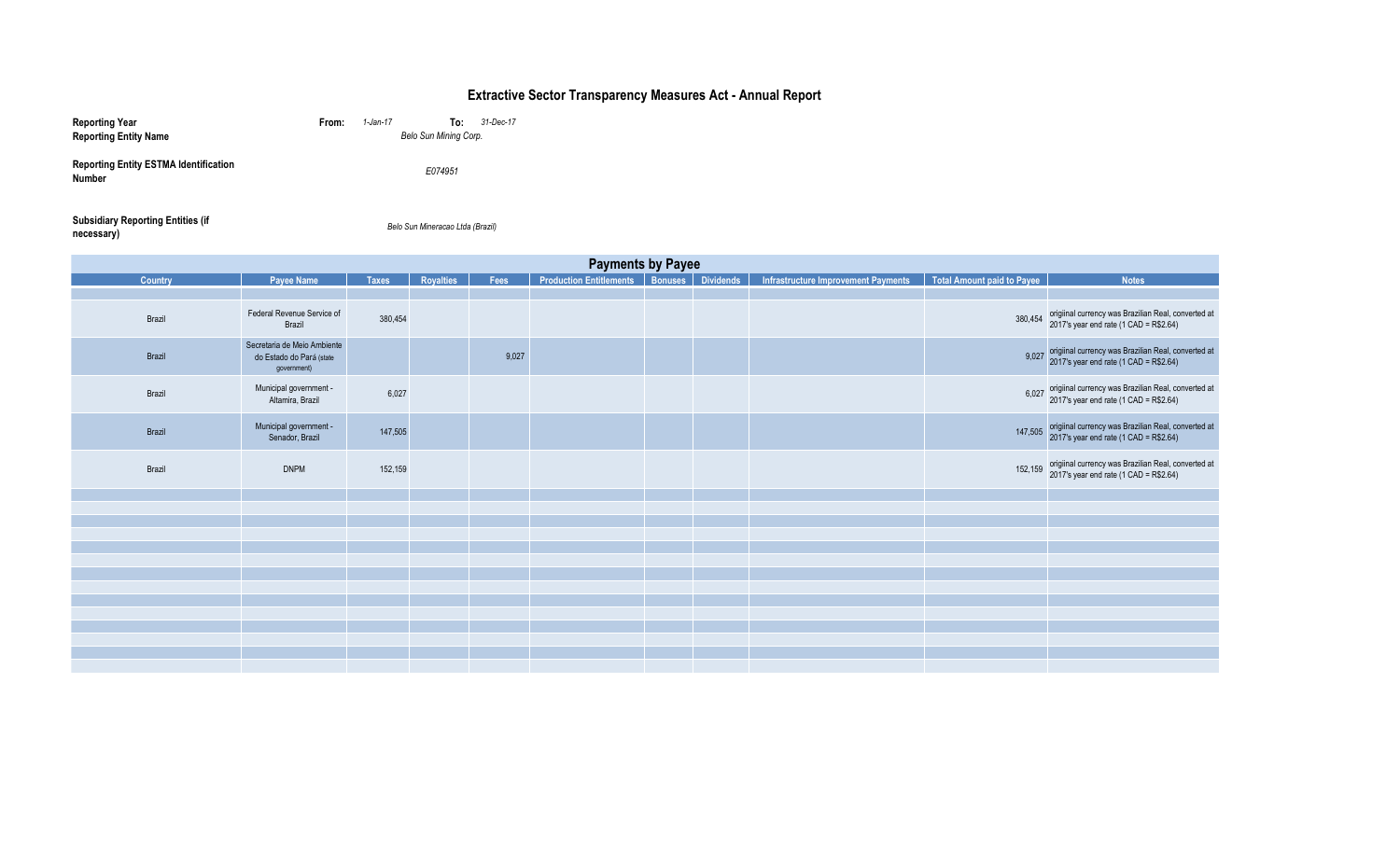# Extractive Sector Transparency Measures Act - Annual Report

**Reporting Year** **From:** *1-Jan-17* **To:** *31-Dec-17*

**Reporting Entity Name** *Belo Sun Mining Corp.*

**Reporting Entity ESTMA Identification Number** *E074951*

**Subsidiary Reporting Entities (if necessary)** *Belo Sun Mineracao Ltda (Brazil)*

## Payments by Payee

| Country | Payee Name | Taxes | Royalties | Fees | Production Entitlements | Bonuses | Dividends | Infrastructure Improvement Payments | Total Amount paid to Payee | Notes |
|---|---|---|---|---|---|---|---|---|---|---|
| Brazil | Federal Revenue Service of Brazil | 380,454 | | | | | | | 380,454 | origiinal currency was Brazilian Real, converted at 2017's year end rate (1 CAD = R$2.64) |
| Brazil | Secretaria de Meio Ambiente do Estado do Pará (state government) | | | 9,027 | | | | | 9,027 | origiinal currency was Brazilian Real, converted at 2017's year end rate (1 CAD = R$2.64) |
| Brazil | Municipal government - Altamira, Brazil | 6,027 | | | | | | | 6,027 | origiinal currency was Brazilian Real, converted at 2017's year end rate (1 CAD = R$2.64) |
| Brazil | Municipal government - Senador, Brazil | 147,505 | | | | | | | 147,505 | origiinal currency was Brazilian Real, converted at 2017's year end rate (1 CAD = R$2.64) |
| Brazil | DNPM | 152,159 | | | | | | | 152,159 | origiinal currency was Brazilian Real, converted at 2017's year end rate (1 CAD = R$2.64) |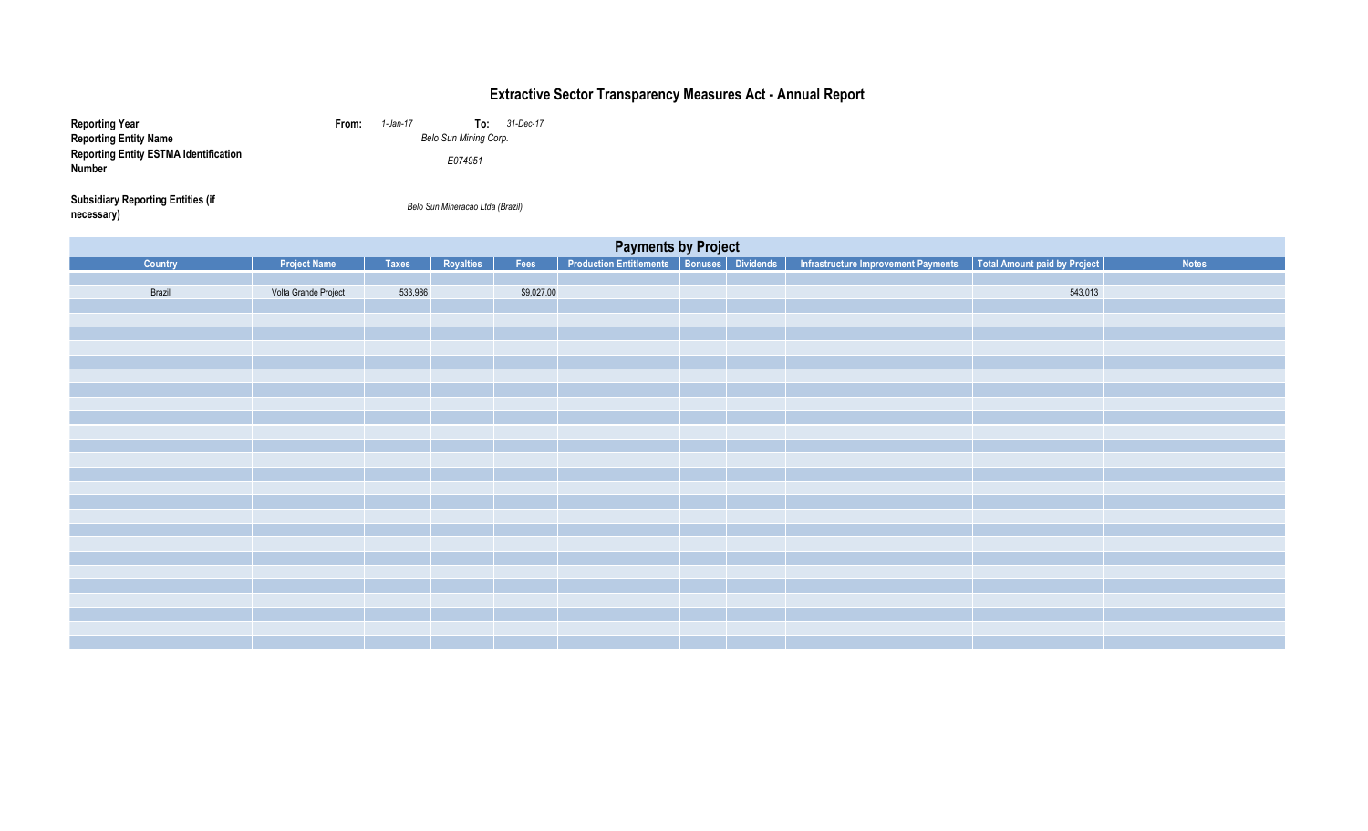# Extractive Sector Transparency Measures Act - Annual Report

**Reporting Year** **From:** *1-Jan-17* **To:** *31-Dec-17*
**Reporting Entity Name** *Belo Sun Mining Corp.*
**Reporting Entity ESTMA Identification Number** *E074951*

**Subsidiary Reporting Entities (if necessary)** *Belo Sun Mineracao Ltda (Brazil)*

## Payments by Project

| Country | Project Name | Taxes | Royalties | Fees | Production Entitlements | Bonuses | Dividends | Infrastructure Improvement Payments | Total Amount paid by Project | Notes |
|---|---|---|---|---|---|---|---|---|---|---|
| Brazil | Volta Grande Project | 533,986 | | $9,027.00 | | | | | 543,013 | |